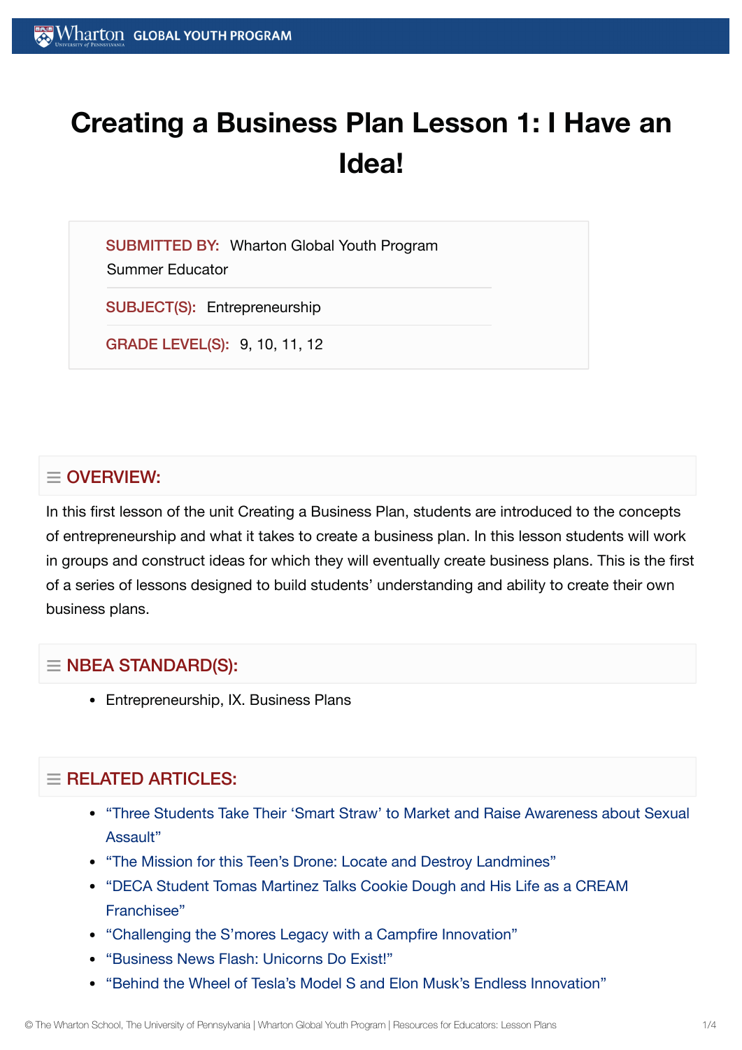# Creating a Business Plan Lesson 1: I Have an Idea!

**SUBMITTED BY:** Wharton Global Youth Program Summer Educator

**SUBJECT(S):** Entrepreneurship

**GRADE LEVEL(S):** 9, 10, 11, 12

## OVERVIEW:

In this first lesson of the unit Creating a Business Plan, students are introduced to the concepts of entrepreneurship and what it takes to create a business plan. In this lesson students will work in groups and construct ideas for which they will eventually create business plans. This is the first of a series of lessons designed to build students' understanding and ability to create their own business plans.

## NBEA STANDARD(S):

- Entrepreneurship, IX. Business Plans

## RELATED ARTICLES:

- "Three Students Take Their 'Smart Straw' to Market and Raise Awareness about Sexual Assault"
- "The Mission for this Teen's Drone: Locate and Destroy Landmines"
- "DECA Student Tomas Martinez Talks Cookie Dough and His Life as a CREAM Franchisee"
- "Challenging the S'mores Legacy with a Campfire Innovation"
- "Business News Flash: Unicorns Do Exist!"
- "Behind the Wheel of Tesla's Model S and Elon Musk's Endless Innovation"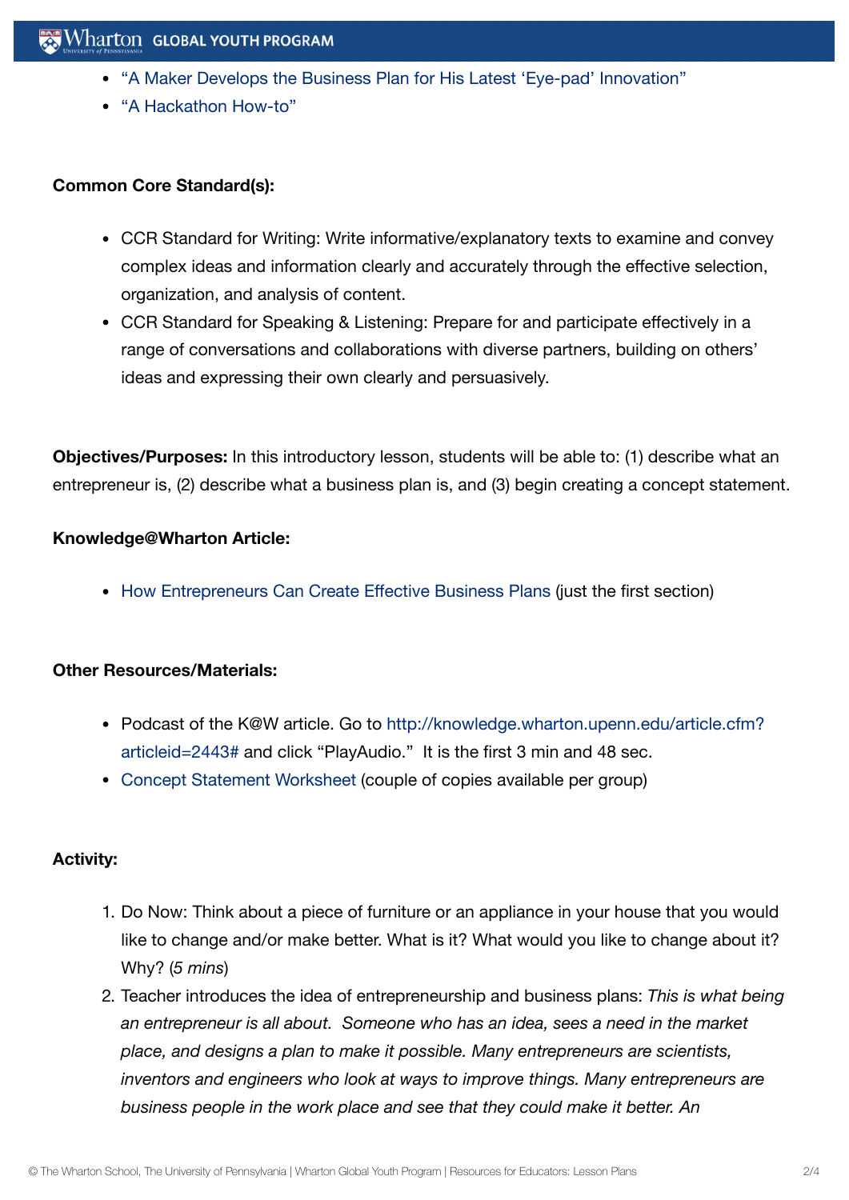- “A Maker Develops the Business Plan for His Latest ‘Eye-pad’ Innovation”
- “A Hackathon How-to”

**Common Core Standard(s):**

- CCR Standard for Writing: Write informative/explanatory texts to examine and convey complex ideas and information clearly and accurately through the effective selection, organization, and analysis of content.
- CCR Standard for Speaking & Listening: Prepare for and participate effectively in a range of conversations and collaborations with diverse partners, building on others’ ideas and expressing their own clearly and persuasively.

**Objectives/Purposes:** In this introductory lesson, students will be able to: (1) describe what an entrepreneur is, (2) describe what a business plan is, and (3) begin creating a concept statement.

**Knowledge@Wharton Article:**

- How Entrepreneurs Can Create Effective Business Plans (just the first section)

**Other Resources/Materials:**

- Podcast of the K@W article. Go to http://knowledge.wharton.upenn.edu/article.cfm?articleid=2443# and click “PlayAudio.” It is the first 3 min and 48 sec.
- Concept Statement Worksheet (couple of copies available per group)

**Activity:**

1. Do Now: Think about a piece of furniture or an appliance in your house that you would like to change and/or make better. What is it? What would you like to change about it? Why? (*5 mins*)
2. Teacher introduces the idea of entrepreneurship and business plans: *This is what being an entrepreneur is all about. Someone who has an idea, sees a need in the market place, and designs a plan to make it possible. Many entrepreneurs are scientists, inventors and engineers who look at ways to improve things. Many entrepreneurs are business people in the work place and see that they could make it better. An*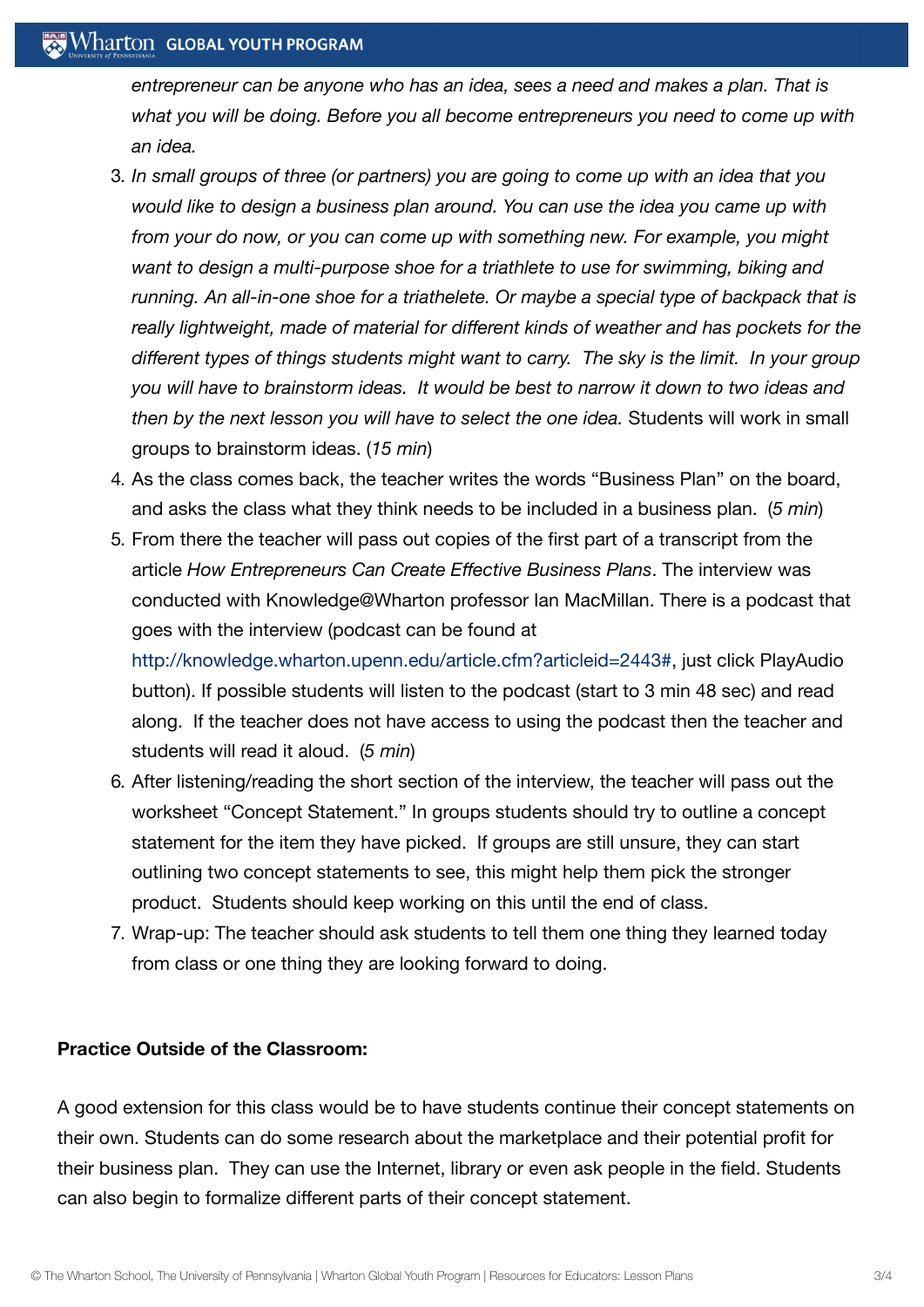*entrepreneur can be anyone who has an idea, sees a need and makes a plan. That is what you will be doing. Before you all become entrepreneurs you need to come up with an idea.*

3. *In small groups of three (or partners) you are going to come up with an idea that you would like to design a business plan around. You can use the idea you came up with from your do now, or you can come up with something new. For example, you might want to design a multi-purpose shoe for a triathlete to use for swimming, biking and running. An all-in-one shoe for a triathelete. Or maybe a special type of backpack that is really lightweight, made of material for different kinds of weather and has pockets for the different types of things students might want to carry. The sky is the limit. In your group you will have to brainstorm ideas. It would be best to narrow it down to two ideas and then by the next lesson you will have to select the one idea.* Students will work in small groups to brainstorm ideas. (*15 min*)
4. As the class comes back, the teacher writes the words "Business Plan" on the board, and asks the class what they think needs to be included in a business plan. (*5 min*)
5. From there the teacher will pass out copies of the first part of a transcript from the article *How Entrepreneurs Can Create Effective Business Plans*. The interview was conducted with Knowledge@Wharton professor Ian MacMillan. There is a podcast that goes with the interview (podcast can be found at http://knowledge.wharton.upenn.edu/article.cfm?articleid=2443#, just click PlayAudio button). If possible students will listen to the podcast (start to 3 min 48 sec) and read along. If the teacher does not have access to using the podcast then the teacher and students will read it aloud. (*5 min*)
6. After listening/reading the short section of the interview, the teacher will pass out the worksheet "Concept Statement." In groups students should try to outline a concept statement for the item they have picked. If groups are still unsure, they can start outlining two concept statements to see, this might help them pick the stronger product. Students should keep working on this until the end of class.
7. Wrap-up: The teacher should ask students to tell them one thing they learned today from class or one thing they are looking forward to doing.

**Practice Outside of the Classroom:**

A good extension for this class would be to have students continue their concept statements on their own. Students can do some research about the marketplace and their potential profit for their business plan. They can use the Internet, library or even ask people in the field. Students can also begin to formalize different parts of their concept statement.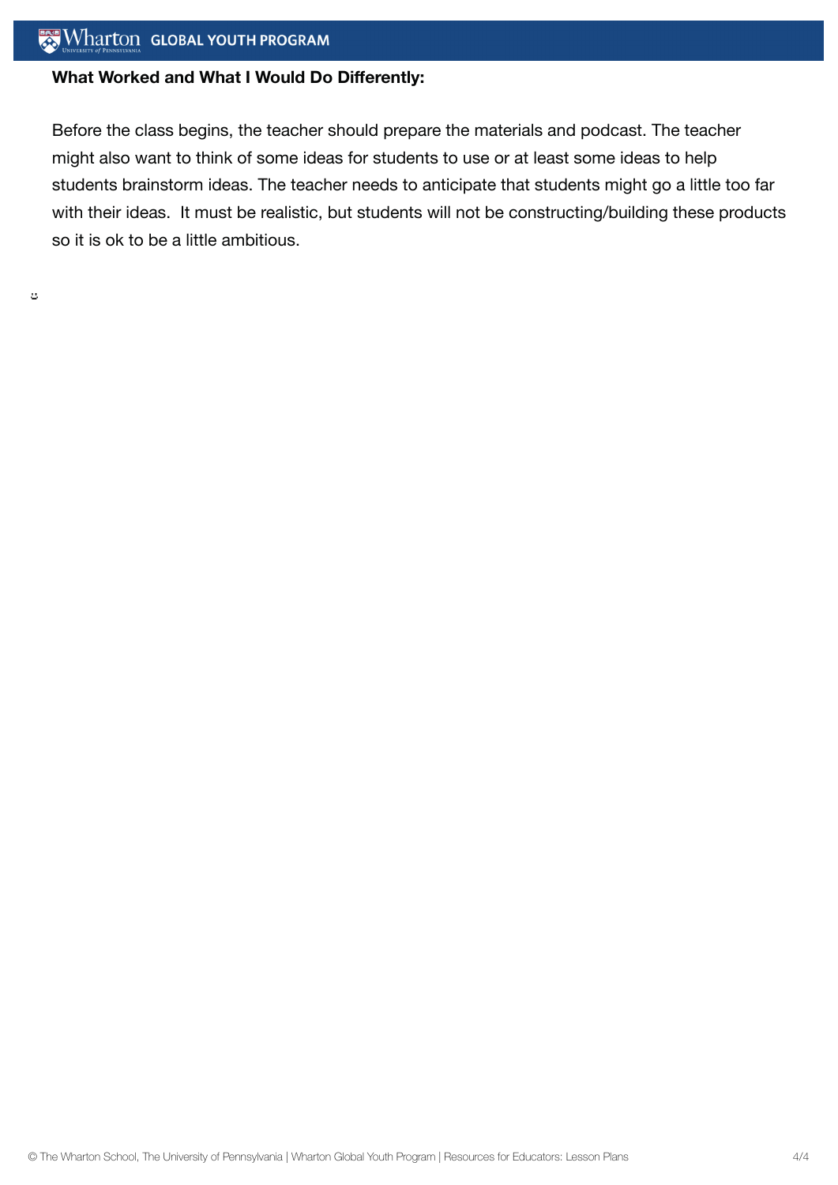**What Worked and What I Would Do Differently:**

Before the class begins, the teacher should prepare the materials and podcast. The teacher might also want to think of some ideas for students to use or at least some ideas to help students brainstorm ideas. The teacher needs to anticipate that students might go a little too far with their ideas. It must be realistic, but students will not be constructing/building these products so it is ok to be a little ambitious.